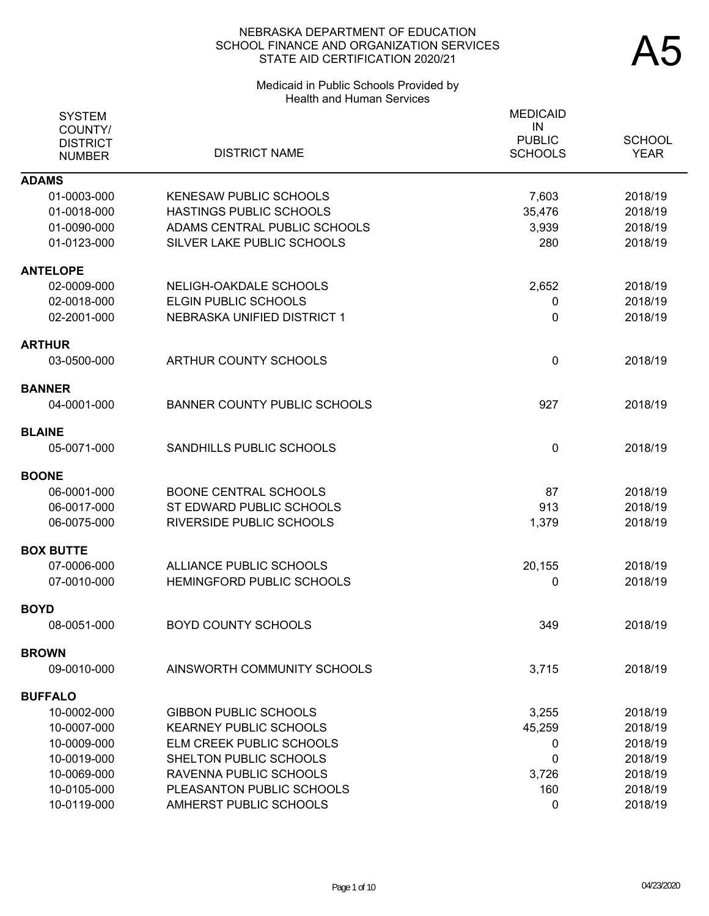# NEBRASKA DEPARTMENT OF EDUCATION
## SCHOOL FINANCE AND ORGANIZATION SERVICES
## STATE AID CERTIFICATION 2020/21

# A5

### Medicaid in Public Schools Provided by Health and Human Services

| SYSTEM COUNTY/ DISTRICT NUMBER | DISTRICT NAME | MEDICAID IN PUBLIC SCHOOLS | SCHOOL YEAR |
|---|---|---|---|
| **ADAMS** | | | |
| 01-0003-000 | KENESAW PUBLIC SCHOOLS | 7,603 | 2018/19 |
| 01-0018-000 | HASTINGS PUBLIC SCHOOLS | 35,476 | 2018/19 |
| 01-0090-000 | ADAMS CENTRAL PUBLIC SCHOOLS | 3,939 | 2018/19 |
| 01-0123-000 | SILVER LAKE PUBLIC SCHOOLS | 280 | 2018/19 |
| **ANTELOPE** | | | |
| 02-0009-000 | NELIGH-OAKDALE SCHOOLS | 2,652 | 2018/19 |
| 02-0018-000 | ELGIN PUBLIC SCHOOLS | 0 | 2018/19 |
| 02-2001-000 | NEBRASKA UNIFIED DISTRICT 1 | 0 | 2018/19 |
| **ARTHUR** | | | |
| 03-0500-000 | ARTHUR COUNTY SCHOOLS | 0 | 2018/19 |
| **BANNER** | | | |
| 04-0001-000 | BANNER COUNTY PUBLIC SCHOOLS | 927 | 2018/19 |
| **BLAINE** | | | |
| 05-0071-000 | SANDHILLS PUBLIC SCHOOLS | 0 | 2018/19 |
| **BOONE** | | | |
| 06-0001-000 | BOONE CENTRAL SCHOOLS | 87 | 2018/19 |
| 06-0017-000 | ST EDWARD PUBLIC SCHOOLS | 913 | 2018/19 |
| 06-0075-000 | RIVERSIDE PUBLIC SCHOOLS | 1,379 | 2018/19 |
| **BOX BUTTE** | | | |
| 07-0006-000 | ALLIANCE PUBLIC SCHOOLS | 20,155 | 2018/19 |
| 07-0010-000 | HEMINGFORD PUBLIC SCHOOLS | 0 | 2018/19 |
| **BOYD** | | | |
| 08-0051-000 | BOYD COUNTY SCHOOLS | 349 | 2018/19 |
| **BROWN** | | | |
| 09-0010-000 | AINSWORTH COMMUNITY SCHOOLS | 3,715 | 2018/19 |
| **BUFFALO** | | | |
| 10-0002-000 | GIBBON PUBLIC SCHOOLS | 3,255 | 2018/19 |
| 10-0007-000 | KEARNEY PUBLIC SCHOOLS | 45,259 | 2018/19 |
| 10-0009-000 | ELM CREEK PUBLIC SCHOOLS | 0 | 2018/19 |
| 10-0019-000 | SHELTON PUBLIC SCHOOLS | 0 | 2018/19 |
| 10-0069-000 | RAVENNA PUBLIC SCHOOLS | 3,726 | 2018/19 |
| 10-0105-000 | PLEASANTON PUBLIC SCHOOLS | 160 | 2018/19 |
| 10-0119-000 | AMHERST PUBLIC SCHOOLS | 0 | 2018/19 |

04/23/2020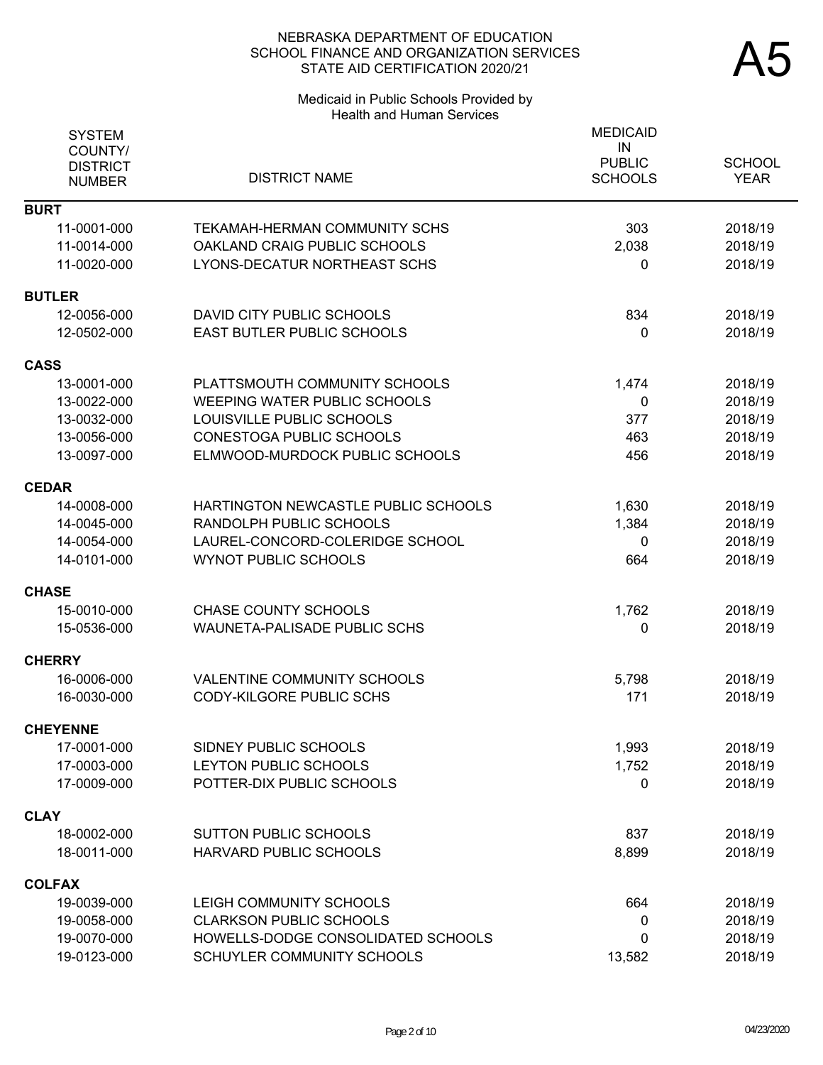NEBRASKA DEPARTMENT OF EDUCATION
SCHOOL FINANCE AND ORGANIZATION SERVICES
STATE AID CERTIFICATION 2020/21

# A5

Medicaid in Public Schools Provided by
Health and Human Services

| SYSTEM COUNTY/ DISTRICT NUMBER | DISTRICT NAME | MEDICAID IN PUBLIC SCHOOLS | SCHOOL YEAR |
|---|---|---|---|
| **BURT** | | | |
| 11-0001-000 | TEKAMAH-HERMAN COMMUNITY SCHS | 303 | 2018/19 |
| 11-0014-000 | OAKLAND CRAIG PUBLIC SCHOOLS | 2,038 | 2018/19 |
| 11-0020-000 | LYONS-DECATUR NORTHEAST SCHS | 0 | 2018/19 |
| **BUTLER** | | | |
| 12-0056-000 | DAVID CITY PUBLIC SCHOOLS | 834 | 2018/19 |
| 12-0502-000 | EAST BUTLER PUBLIC SCHOOLS | 0 | 2018/19 |
| **CASS** | | | |
| 13-0001-000 | PLATTSMOUTH COMMUNITY SCHOOLS | 1,474 | 2018/19 |
| 13-0022-000 | WEEPING WATER PUBLIC SCHOOLS | 0 | 2018/19 |
| 13-0032-000 | LOUISVILLE PUBLIC SCHOOLS | 377 | 2018/19 |
| 13-0056-000 | CONESTOGA PUBLIC SCHOOLS | 463 | 2018/19 |
| 13-0097-000 | ELMWOOD-MURDOCK PUBLIC SCHOOLS | 456 | 2018/19 |
| **CEDAR** | | | |
| 14-0008-000 | HARTINGTON NEWCASTLE PUBLIC SCHOOLS | 1,630 | 2018/19 |
| 14-0045-000 | RANDOLPH PUBLIC SCHOOLS | 1,384 | 2018/19 |
| 14-0054-000 | LAUREL-CONCORD-COLERIDGE SCHOOL | 0 | 2018/19 |
| 14-0101-000 | WYNOT PUBLIC SCHOOLS | 664 | 2018/19 |
| **CHASE** | | | |
| 15-0010-000 | CHASE COUNTY SCHOOLS | 1,762 | 2018/19 |
| 15-0536-000 | WAUNETA-PALISADE PUBLIC SCHS | 0 | 2018/19 |
| **CHERRY** | | | |
| 16-0006-000 | VALENTINE COMMUNITY SCHOOLS | 5,798 | 2018/19 |
| 16-0030-000 | CODY-KILGORE PUBLIC SCHS | 171 | 2018/19 |
| **CHEYENNE** | | | |
| 17-0001-000 | SIDNEY PUBLIC SCHOOLS | 1,993 | 2018/19 |
| 17-0003-000 | LEYTON PUBLIC SCHOOLS | 1,752 | 2018/19 |
| 17-0009-000 | POTTER-DIX PUBLIC SCHOOLS | 0 | 2018/19 |
| **CLAY** | | | |
| 18-0002-000 | SUTTON PUBLIC SCHOOLS | 837 | 2018/19 |
| 18-0011-000 | HARVARD PUBLIC SCHOOLS | 8,899 | 2018/19 |
| **COLFAX** | | | |
| 19-0039-000 | LEIGH COMMUNITY SCHOOLS | 664 | 2018/19 |
| 19-0058-000 | CLARKSON PUBLIC SCHOOLS | 0 | 2018/19 |
| 19-0070-000 | HOWELLS-DODGE CONSOLIDATED SCHOOLS | 0 | 2018/19 |
| 19-0123-000 | SCHUYLER COMMUNITY SCHOOLS | 13,582 | 2018/19 |

04/23/2020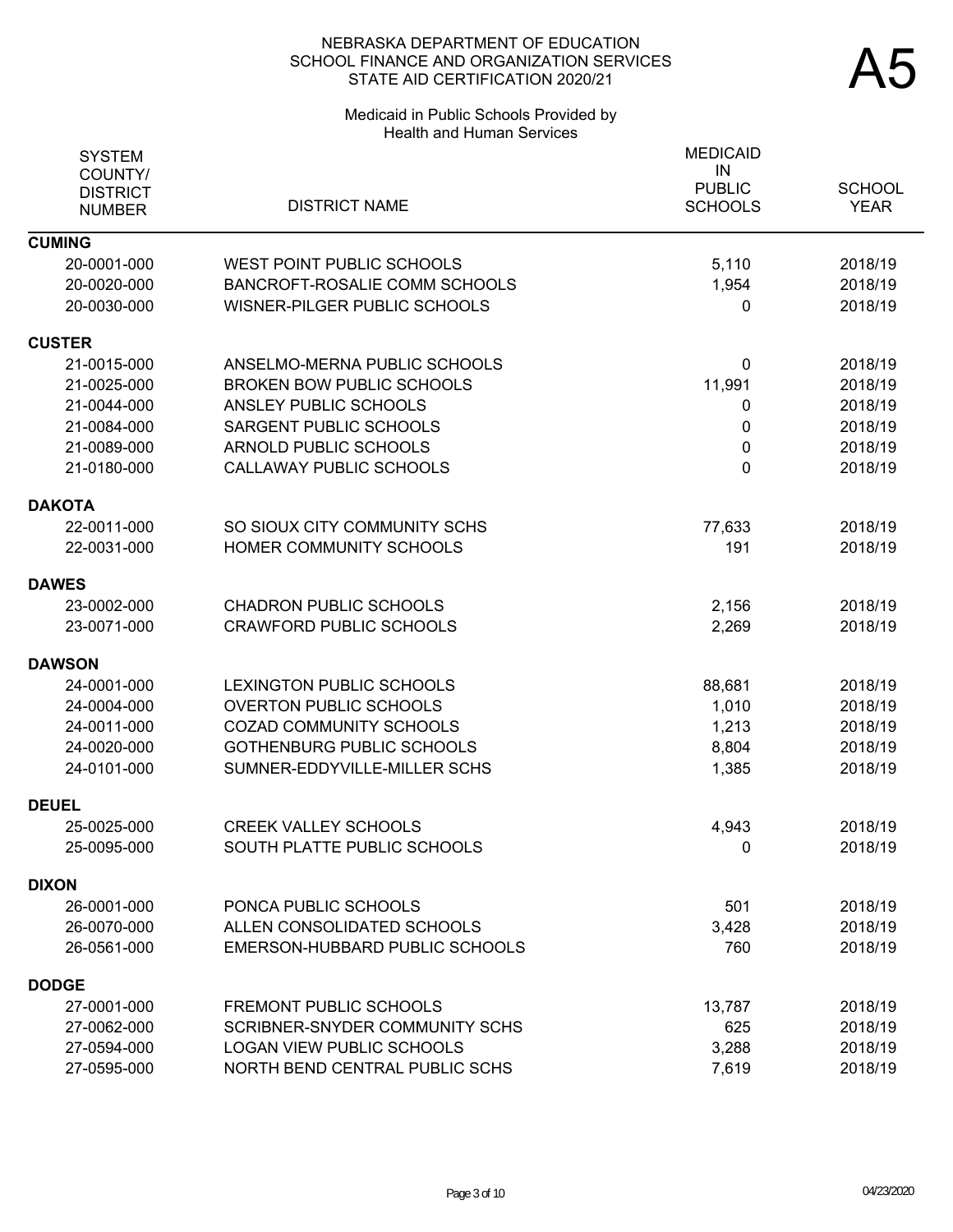NEBRASKA DEPARTMENT OF EDUCATION
SCHOOL FINANCE AND ORGANIZATION SERVICES
STATE AID CERTIFICATION 2020/21

# A5

Medicaid in Public Schools Provided by
Health and Human Services

| SYSTEM COUNTY/ DISTRICT NUMBER | DISTRICT NAME | MEDICAID IN PUBLIC SCHOOLS | SCHOOL YEAR |
|---|---|---|---|
| **CUMING** | | | |
| 20-0001-000 | WEST POINT PUBLIC SCHOOLS | 5,110 | 2018/19 |
| 20-0020-000 | BANCROFT-ROSALIE COMM SCHOOLS | 1,954 | 2018/19 |
| 20-0030-000 | WISNER-PILGER PUBLIC SCHOOLS | 0 | 2018/19 |
| **CUSTER** | | | |
| 21-0015-000 | ANSELMO-MERNA PUBLIC SCHOOLS | 0 | 2018/19 |
| 21-0025-000 | BROKEN BOW PUBLIC SCHOOLS | 11,991 | 2018/19 |
| 21-0044-000 | ANSLEY PUBLIC SCHOOLS | 0 | 2018/19 |
| 21-0084-000 | SARGENT PUBLIC SCHOOLS | 0 | 2018/19 |
| 21-0089-000 | ARNOLD PUBLIC SCHOOLS | 0 | 2018/19 |
| 21-0180-000 | CALLAWAY PUBLIC SCHOOLS | 0 | 2018/19 |
| **DAKOTA** | | | |
| 22-0011-000 | SO SIOUX CITY COMMUNITY SCHS | 77,633 | 2018/19 |
| 22-0031-000 | HOMER COMMUNITY SCHOOLS | 191 | 2018/19 |
| **DAWES** | | | |
| 23-0002-000 | CHADRON PUBLIC SCHOOLS | 2,156 | 2018/19 |
| 23-0071-000 | CRAWFORD PUBLIC SCHOOLS | 2,269 | 2018/19 |
| **DAWSON** | | | |
| 24-0001-000 | LEXINGTON PUBLIC SCHOOLS | 88,681 | 2018/19 |
| 24-0004-000 | OVERTON PUBLIC SCHOOLS | 1,010 | 2018/19 |
| 24-0011-000 | COZAD COMMUNITY SCHOOLS | 1,213 | 2018/19 |
| 24-0020-000 | GOTHENBURG PUBLIC SCHOOLS | 8,804 | 2018/19 |
| 24-0101-000 | SUMNER-EDDYVILLE-MILLER SCHS | 1,385 | 2018/19 |
| **DEUEL** | | | |
| 25-0025-000 | CREEK VALLEY SCHOOLS | 4,943 | 2018/19 |
| 25-0095-000 | SOUTH PLATTE PUBLIC SCHOOLS | 0 | 2018/19 |
| **DIXON** | | | |
| 26-0001-000 | PONCA PUBLIC SCHOOLS | 501 | 2018/19 |
| 26-0070-000 | ALLEN CONSOLIDATED SCHOOLS | 3,428 | 2018/19 |
| 26-0561-000 | EMERSON-HUBBARD PUBLIC SCHOOLS | 760 | 2018/19 |
| **DODGE** | | | |
| 27-0001-000 | FREMONT PUBLIC SCHOOLS | 13,787 | 2018/19 |
| 27-0062-000 | SCRIBNER-SNYDER COMMUNITY SCHS | 625 | 2018/19 |
| 27-0594-000 | LOGAN VIEW PUBLIC SCHOOLS | 3,288 | 2018/19 |
| 27-0595-000 | NORTH BEND CENTRAL PUBLIC SCHS | 7,619 | 2018/19 |

04/23/2020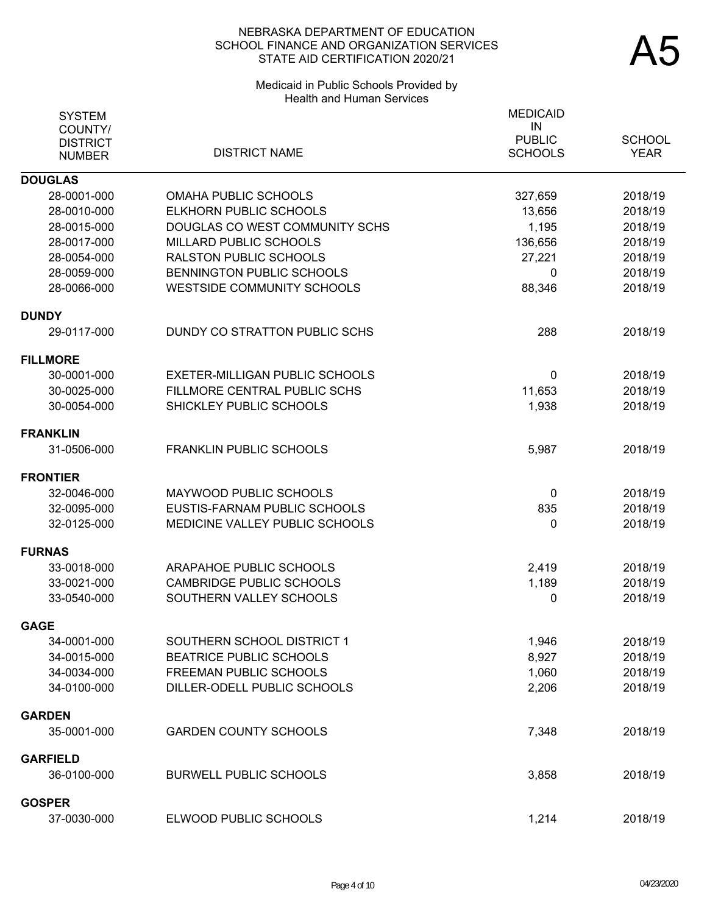NEBRASKA DEPARTMENT OF EDUCATION
SCHOOL FINANCE AND ORGANIZATION SERVICES
STATE AID CERTIFICATION 2020/21

# A5

Medicaid in Public Schools Provided by Health and Human Services

| SYSTEM COUNTY/ DISTRICT NUMBER | DISTRICT NAME | MEDICAID IN PUBLIC SCHOOLS | SCHOOL YEAR |
|---|---|---|---|
| **DOUGLAS** | | | |
| 28-0001-000 | OMAHA PUBLIC SCHOOLS | 327,659 | 2018/19 |
| 28-0010-000 | ELKHORN PUBLIC SCHOOLS | 13,656 | 2018/19 |
| 28-0015-000 | DOUGLAS CO WEST COMMUNITY SCHS | 1,195 | 2018/19 |
| 28-0017-000 | MILLARD PUBLIC SCHOOLS | 136,656 | 2018/19 |
| 28-0054-000 | RALSTON PUBLIC SCHOOLS | 27,221 | 2018/19 |
| 28-0059-000 | BENNINGTON PUBLIC SCHOOLS | 0 | 2018/19 |
| 28-0066-000 | WESTSIDE COMMUNITY SCHOOLS | 88,346 | 2018/19 |
| **DUNDY** | | | |
| 29-0117-000 | DUNDY CO STRATTON PUBLIC SCHS | 288 | 2018/19 |
| **FILLMORE** | | | |
| 30-0001-000 | EXETER-MILLIGAN PUBLIC SCHOOLS | 0 | 2018/19 |
| 30-0025-000 | FILLMORE CENTRAL PUBLIC SCHS | 11,653 | 2018/19 |
| 30-0054-000 | SHICKLEY PUBLIC SCHOOLS | 1,938 | 2018/19 |
| **FRANKLIN** | | | |
| 31-0506-000 | FRANKLIN PUBLIC SCHOOLS | 5,987 | 2018/19 |
| **FRONTIER** | | | |
| 32-0046-000 | MAYWOOD PUBLIC SCHOOLS | 0 | 2018/19 |
| 32-0095-000 | EUSTIS-FARNAM PUBLIC SCHOOLS | 835 | 2018/19 |
| 32-0125-000 | MEDICINE VALLEY PUBLIC SCHOOLS | 0 | 2018/19 |
| **FURNAS** | | | |
| 33-0018-000 | ARAPAHOE PUBLIC SCHOOLS | 2,419 | 2018/19 |
| 33-0021-000 | CAMBRIDGE PUBLIC SCHOOLS | 1,189 | 2018/19 |
| 33-0540-000 | SOUTHERN VALLEY SCHOOLS | 0 | 2018/19 |
| **GAGE** | | | |
| 34-0001-000 | SOUTHERN SCHOOL DISTRICT 1 | 1,946 | 2018/19 |
| 34-0015-000 | BEATRICE PUBLIC SCHOOLS | 8,927 | 2018/19 |
| 34-0034-000 | FREEMAN PUBLIC SCHOOLS | 1,060 | 2018/19 |
| 34-0100-000 | DILLER-ODELL PUBLIC SCHOOLS | 2,206 | 2018/19 |
| **GARDEN** | | | |
| 35-0001-000 | GARDEN COUNTY SCHOOLS | 7,348 | 2018/19 |
| **GARFIELD** | | | |
| 36-0100-000 | BURWELL PUBLIC SCHOOLS | 3,858 | 2018/19 |
| **GOSPER** | | | |
| 37-0030-000 | ELWOOD PUBLIC SCHOOLS | 1,214 | 2018/19 |

04/23/2020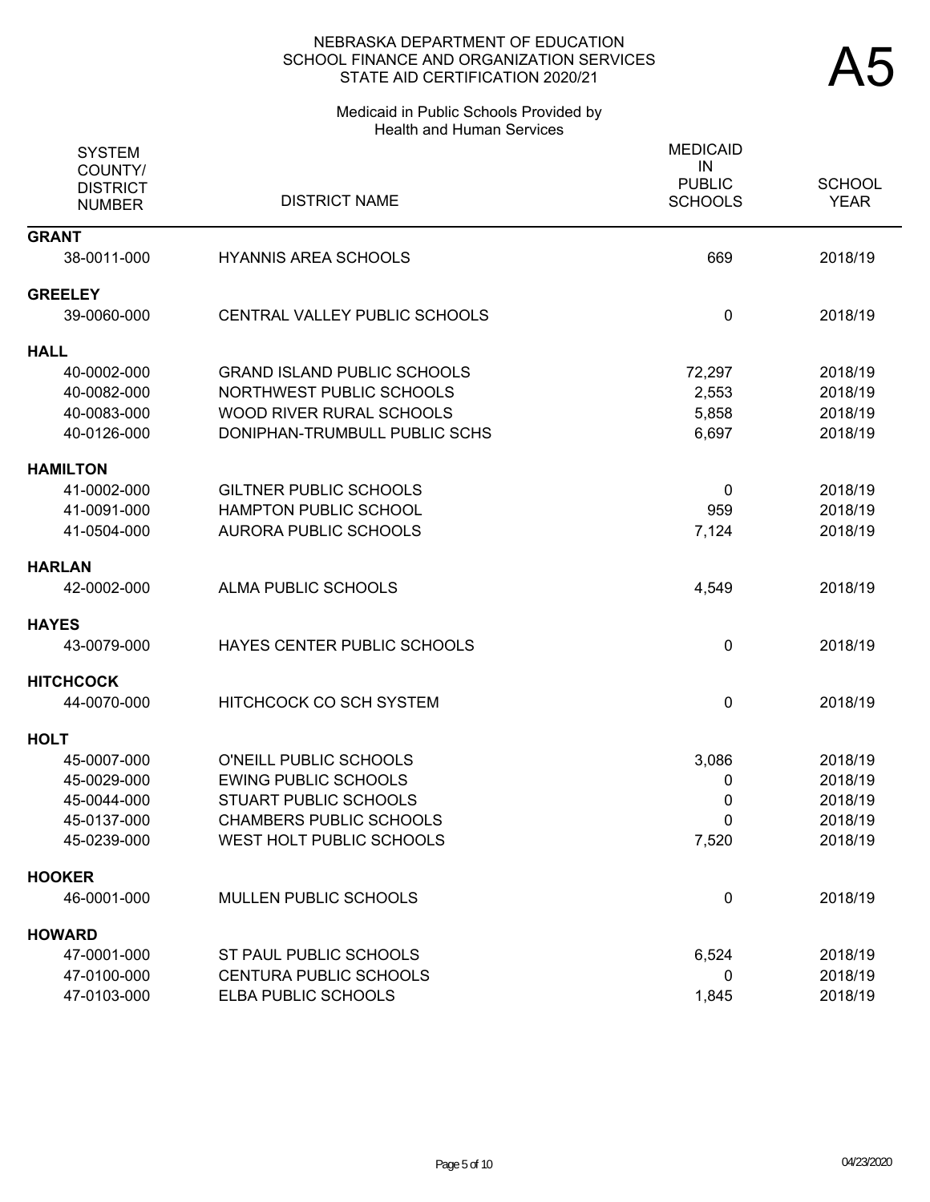NEBRASKA DEPARTMENT OF EDUCATION
SCHOOL FINANCE AND ORGANIZATION SERVICES
STATE AID CERTIFICATION 2020/21

# A5

Medicaid in Public Schools Provided by
Health and Human Services

| SYSTEM COUNTY/ DISTRICT NUMBER | DISTRICT NAME | MEDICAID IN PUBLIC SCHOOLS | SCHOOL YEAR |
|---|---|---|---|
| **GRANT** | | | |
| 38-0011-000 | HYANNIS AREA SCHOOLS | 669 | 2018/19 |
| **GREELEY** | | | |
| 39-0060-000 | CENTRAL VALLEY PUBLIC SCHOOLS | 0 | 2018/19 |
| **HALL** | | | |
| 40-0002-000 | GRAND ISLAND PUBLIC SCHOOLS | 72,297 | 2018/19 |
| 40-0082-000 | NORTHWEST PUBLIC SCHOOLS | 2,553 | 2018/19 |
| 40-0083-000 | WOOD RIVER RURAL SCHOOLS | 5,858 | 2018/19 |
| 40-0126-000 | DONIPHAN-TRUMBULL PUBLIC SCHS | 6,697 | 2018/19 |
| **HAMILTON** | | | |
| 41-0002-000 | GILTNER PUBLIC SCHOOLS | 0 | 2018/19 |
| 41-0091-000 | HAMPTON PUBLIC SCHOOL | 959 | 2018/19 |
| 41-0504-000 | AURORA PUBLIC SCHOOLS | 7,124 | 2018/19 |
| **HARLAN** | | | |
| 42-0002-000 | ALMA PUBLIC SCHOOLS | 4,549 | 2018/19 |
| **HAYES** | | | |
| 43-0079-000 | HAYES CENTER PUBLIC SCHOOLS | 0 | 2018/19 |
| **HITCHCOCK** | | | |
| 44-0070-000 | HITCHCOCK CO SCH SYSTEM | 0 | 2018/19 |
| **HOLT** | | | |
| 45-0007-000 | O'NEILL PUBLIC SCHOOLS | 3,086 | 2018/19 |
| 45-0029-000 | EWING PUBLIC SCHOOLS | 0 | 2018/19 |
| 45-0044-000 | STUART PUBLIC SCHOOLS | 0 | 2018/19 |
| 45-0137-000 | CHAMBERS PUBLIC SCHOOLS | 0 | 2018/19 |
| 45-0239-000 | WEST HOLT PUBLIC SCHOOLS | 7,520 | 2018/19 |
| **HOOKER** | | | |
| 46-0001-000 | MULLEN PUBLIC SCHOOLS | 0 | 2018/19 |
| **HOWARD** | | | |
| 47-0001-000 | ST PAUL PUBLIC SCHOOLS | 6,524 | 2018/19 |
| 47-0100-000 | CENTURA PUBLIC SCHOOLS | 0 | 2018/19 |
| 47-0103-000 | ELBA PUBLIC SCHOOLS | 1,845 | 2018/19 |

04/23/2020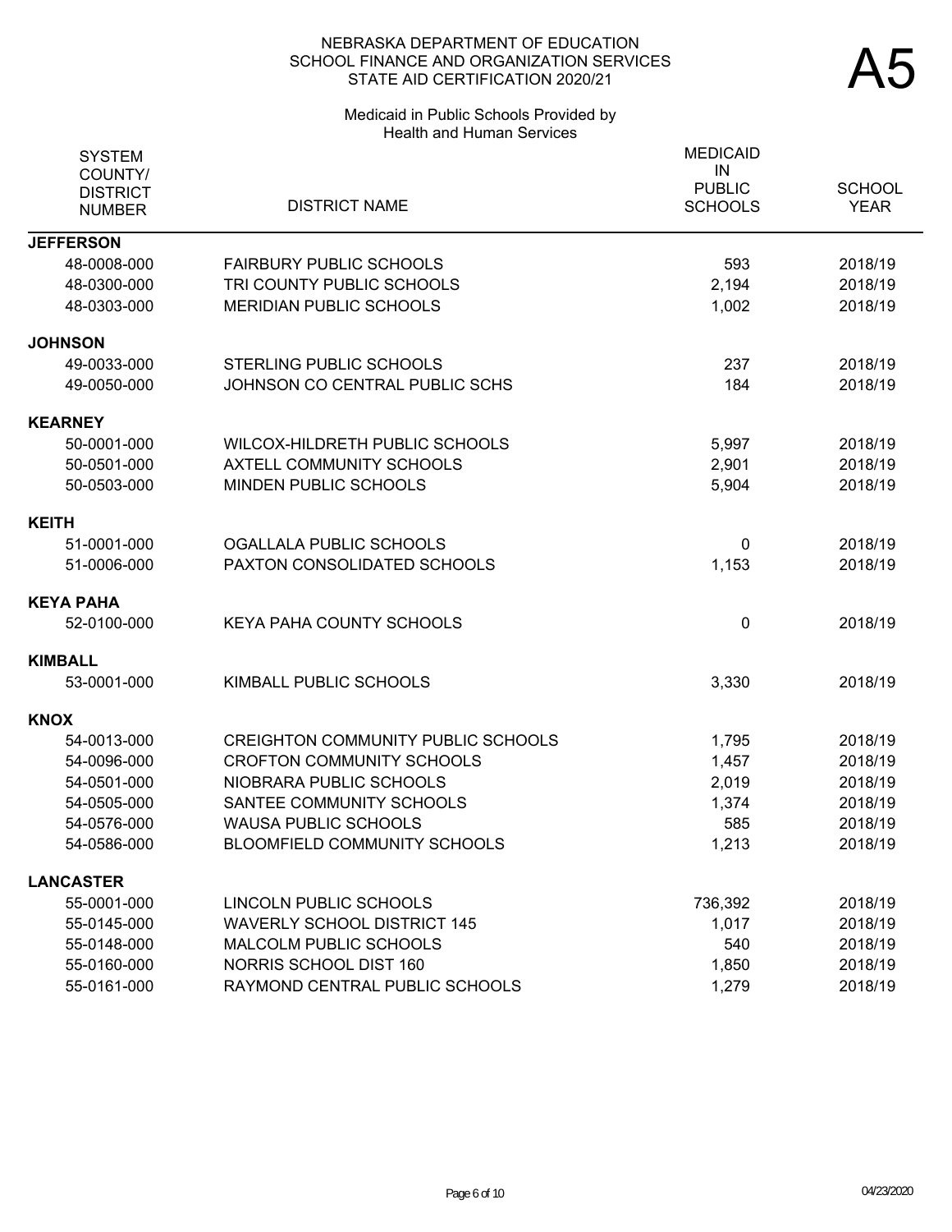NEBRASKA DEPARTMENT OF EDUCATION
SCHOOL FINANCE AND ORGANIZATION SERVICES
STATE AID CERTIFICATION 2020/21

# A5

Medicaid in Public Schools Provided by Health and Human Services

| SYSTEM COUNTY/ DISTRICT NUMBER | DISTRICT NAME | MEDICAID IN PUBLIC SCHOOLS | SCHOOL YEAR |
|---|---|---|---|
| **JEFFERSON** | | | |
| 48-0008-000 | FAIRBURY PUBLIC SCHOOLS | 593 | 2018/19 |
| 48-0300-000 | TRI COUNTY PUBLIC SCHOOLS | 2,194 | 2018/19 |
| 48-0303-000 | MERIDIAN PUBLIC SCHOOLS | 1,002 | 2018/19 |
| **JOHNSON** | | | |
| 49-0033-000 | STERLING PUBLIC SCHOOLS | 237 | 2018/19 |
| 49-0050-000 | JOHNSON CO CENTRAL PUBLIC SCHS | 184 | 2018/19 |
| **KEARNEY** | | | |
| 50-0001-000 | WILCOX-HILDRETH PUBLIC SCHOOLS | 5,997 | 2018/19 |
| 50-0501-000 | AXTELL COMMUNITY SCHOOLS | 2,901 | 2018/19 |
| 50-0503-000 | MINDEN PUBLIC SCHOOLS | 5,904 | 2018/19 |
| **KEITH** | | | |
| 51-0001-000 | OGALLALA PUBLIC SCHOOLS | 0 | 2018/19 |
| 51-0006-000 | PAXTON CONSOLIDATED SCHOOLS | 1,153 | 2018/19 |
| **KEYA PAHA** | | | |
| 52-0100-000 | KEYA PAHA COUNTY SCHOOLS | 0 | 2018/19 |
| **KIMBALL** | | | |
| 53-0001-000 | KIMBALL PUBLIC SCHOOLS | 3,330 | 2018/19 |
| **KNOX** | | | |
| 54-0013-000 | CREIGHTON COMMUNITY PUBLIC SCHOOLS | 1,795 | 2018/19 |
| 54-0096-000 | CROFTON COMMUNITY SCHOOLS | 1,457 | 2018/19 |
| 54-0501-000 | NIOBRARA PUBLIC SCHOOLS | 2,019 | 2018/19 |
| 54-0505-000 | SANTEE COMMUNITY SCHOOLS | 1,374 | 2018/19 |
| 54-0576-000 | WAUSA PUBLIC SCHOOLS | 585 | 2018/19 |
| 54-0586-000 | BLOOMFIELD COMMUNITY SCHOOLS | 1,213 | 2018/19 |
| **LANCASTER** | | | |
| 55-0001-000 | LINCOLN PUBLIC SCHOOLS | 736,392 | 2018/19 |
| 55-0145-000 | WAVERLY SCHOOL DISTRICT 145 | 1,017 | 2018/19 |
| 55-0148-000 | MALCOLM PUBLIC SCHOOLS | 540 | 2018/19 |
| 55-0160-000 | NORRIS SCHOOL DIST 160 | 1,850 | 2018/19 |
| 55-0161-000 | RAYMOND CENTRAL PUBLIC SCHOOLS | 1,279 | 2018/19 |

04/23/2020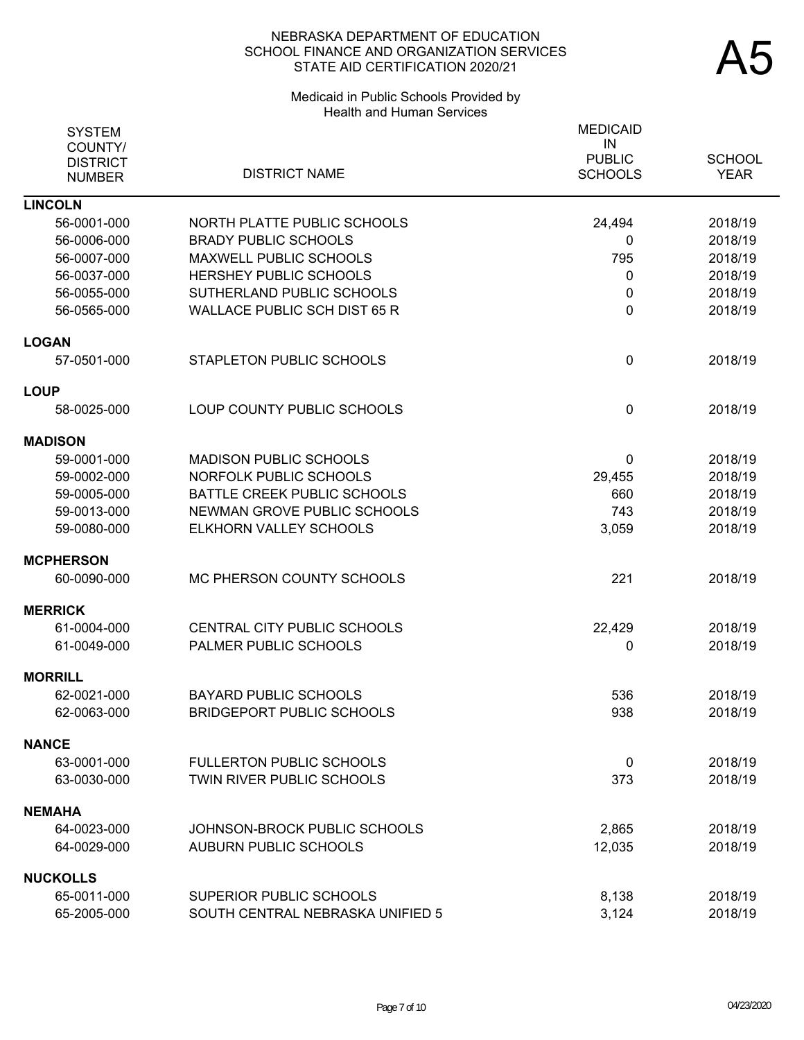NEBRASKA DEPARTMENT OF EDUCATION
SCHOOL FINANCE AND ORGANIZATION SERVICES
STATE AID CERTIFICATION 2020/21

# A5

Medicaid in Public Schools Provided by
Health and Human Services

| SYSTEM COUNTY/ DISTRICT NUMBER | DISTRICT NAME | MEDICAID IN PUBLIC SCHOOLS | SCHOOL YEAR |
|---|---|---|---|
| **LINCOLN** | | | |
| 56-0001-000 | NORTH PLATTE PUBLIC SCHOOLS | 24,494 | 2018/19 |
| 56-0006-000 | BRADY PUBLIC SCHOOLS | 0 | 2018/19 |
| 56-0007-000 | MAXWELL PUBLIC SCHOOLS | 795 | 2018/19 |
| 56-0037-000 | HERSHEY PUBLIC SCHOOLS | 0 | 2018/19 |
| 56-0055-000 | SUTHERLAND PUBLIC SCHOOLS | 0 | 2018/19 |
| 56-0565-000 | WALLACE PUBLIC SCH DIST 65 R | 0 | 2018/19 |
| **LOGAN** | | | |
| 57-0501-000 | STAPLETON PUBLIC SCHOOLS | 0 | 2018/19 |
| **LOUP** | | | |
| 58-0025-000 | LOUP COUNTY PUBLIC SCHOOLS | 0 | 2018/19 |
| **MADISON** | | | |
| 59-0001-000 | MADISON PUBLIC SCHOOLS | 0 | 2018/19 |
| 59-0002-000 | NORFOLK PUBLIC SCHOOLS | 29,455 | 2018/19 |
| 59-0005-000 | BATTLE CREEK PUBLIC SCHOOLS | 660 | 2018/19 |
| 59-0013-000 | NEWMAN GROVE PUBLIC SCHOOLS | 743 | 2018/19 |
| 59-0080-000 | ELKHORN VALLEY SCHOOLS | 3,059 | 2018/19 |
| **MCPHERSON** | | | |
| 60-0090-000 | MC PHERSON COUNTY SCHOOLS | 221 | 2018/19 |
| **MERRICK** | | | |
| 61-0004-000 | CENTRAL CITY PUBLIC SCHOOLS | 22,429 | 2018/19 |
| 61-0049-000 | PALMER PUBLIC SCHOOLS | 0 | 2018/19 |
| **MORRILL** | | | |
| 62-0021-000 | BAYARD PUBLIC SCHOOLS | 536 | 2018/19 |
| 62-0063-000 | BRIDGEPORT PUBLIC SCHOOLS | 938 | 2018/19 |
| **NANCE** | | | |
| 63-0001-000 | FULLERTON PUBLIC SCHOOLS | 0 | 2018/19 |
| 63-0030-000 | TWIN RIVER PUBLIC SCHOOLS | 373 | 2018/19 |
| **NEMAHA** | | | |
| 64-0023-000 | JOHNSON-BROCK PUBLIC SCHOOLS | 2,865 | 2018/19 |
| 64-0029-000 | AUBURN PUBLIC SCHOOLS | 12,035 | 2018/19 |
| **NUCKOLLS** | | | |
| 65-0011-000 | SUPERIOR PUBLIC SCHOOLS | 8,138 | 2018/19 |
| 65-2005-000 | SOUTH CENTRAL NEBRASKA UNIFIED 5 | 3,124 | 2018/19 |

04/23/2020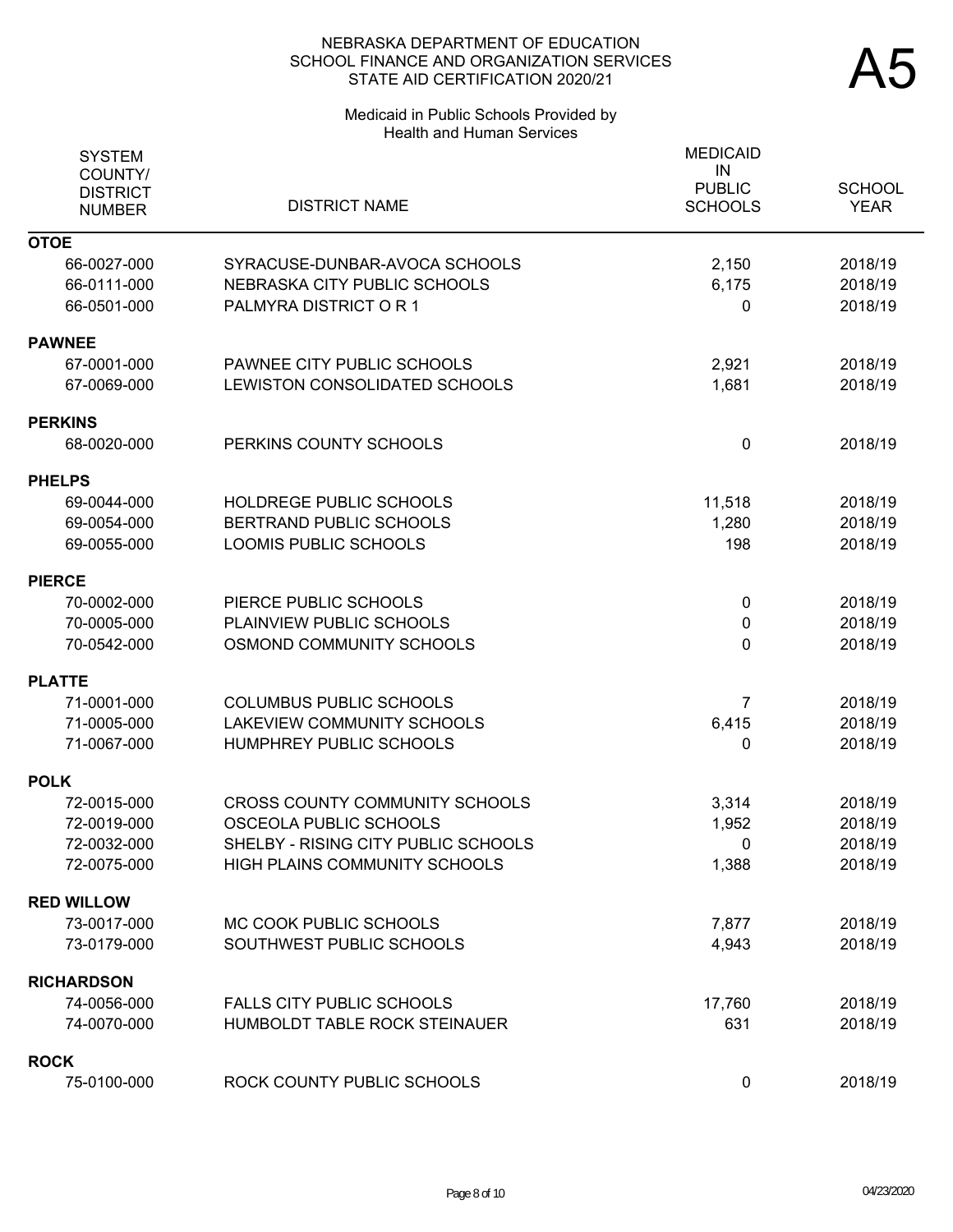# NEBRASKA DEPARTMENT OF EDUCATION
## SCHOOL FINANCE AND ORGANIZATION SERVICES
## STATE AID CERTIFICATION 2020/21

A5

### Medicaid in Public Schools Provided by Health and Human Services

| SYSTEM COUNTY/ DISTRICT NUMBER | DISTRICT NAME | MEDICAID IN PUBLIC SCHOOLS | SCHOOL YEAR |
|---|---|---|---|
| **OTOE** | | | |
| 66-0027-000 | SYRACUSE-DUNBAR-AVOCA SCHOOLS | 2,150 | 2018/19 |
| 66-0111-000 | NEBRASKA CITY PUBLIC SCHOOLS | 6,175 | 2018/19 |
| 66-0501-000 | PALMYRA DISTRICT O R 1 | 0 | 2018/19 |
| **PAWNEE** | | | |
| 67-0001-000 | PAWNEE CITY PUBLIC SCHOOLS | 2,921 | 2018/19 |
| 67-0069-000 | LEWISTON CONSOLIDATED SCHOOLS | 1,681 | 2018/19 |
| **PERKINS** | | | |
| 68-0020-000 | PERKINS COUNTY SCHOOLS | 0 | 2018/19 |
| **PHELPS** | | | |
| 69-0044-000 | HOLDREGE PUBLIC SCHOOLS | 11,518 | 2018/19 |
| 69-0054-000 | BERTRAND PUBLIC SCHOOLS | 1,280 | 2018/19 |
| 69-0055-000 | LOOMIS PUBLIC SCHOOLS | 198 | 2018/19 |
| **PIERCE** | | | |
| 70-0002-000 | PIERCE PUBLIC SCHOOLS | 0 | 2018/19 |
| 70-0005-000 | PLAINVIEW PUBLIC SCHOOLS | 0 | 2018/19 |
| 70-0542-000 | OSMOND COMMUNITY SCHOOLS | 0 | 2018/19 |
| **PLATTE** | | | |
| 71-0001-000 | COLUMBUS PUBLIC SCHOOLS | 7 | 2018/19 |
| 71-0005-000 | LAKEVIEW COMMUNITY SCHOOLS | 6,415 | 2018/19 |
| 71-0067-000 | HUMPHREY PUBLIC SCHOOLS | 0 | 2018/19 |
| **POLK** | | | |
| 72-0015-000 | CROSS COUNTY COMMUNITY SCHOOLS | 3,314 | 2018/19 |
| 72-0019-000 | OSCEOLA PUBLIC SCHOOLS | 1,952 | 2018/19 |
| 72-0032-000 | SHELBY - RISING CITY PUBLIC SCHOOLS | 0 | 2018/19 |
| 72-0075-000 | HIGH PLAINS COMMUNITY SCHOOLS | 1,388 | 2018/19 |
| **RED WILLOW** | | | |
| 73-0017-000 | MC COOK PUBLIC SCHOOLS | 7,877 | 2018/19 |
| 73-0179-000 | SOUTHWEST PUBLIC SCHOOLS | 4,943 | 2018/19 |
| **RICHARDSON** | | | |
| 74-0056-000 | FALLS CITY PUBLIC SCHOOLS | 17,760 | 2018/19 |
| 74-0070-000 | HUMBOLDT TABLE ROCK STEINAUER | 631 | 2018/19 |
| **ROCK** | | | |
| 75-0100-000 | ROCK COUNTY PUBLIC SCHOOLS | 0 | 2018/19 |

04/23/2020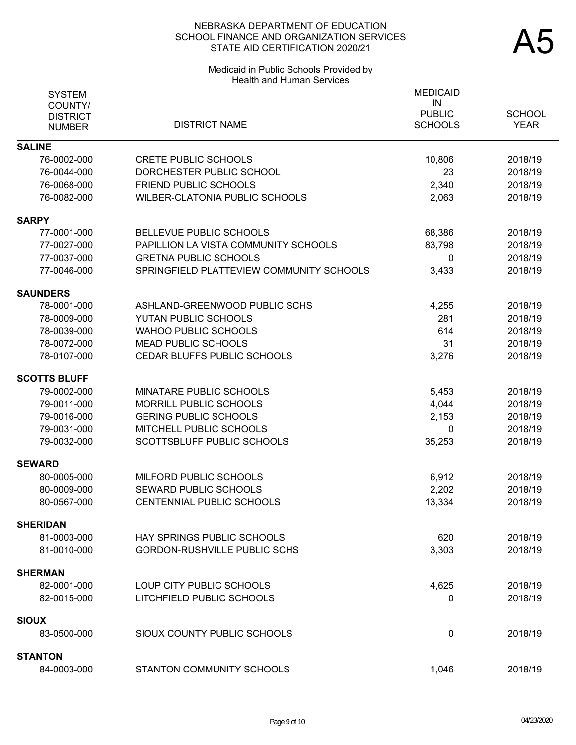NEBRASKA DEPARTMENT OF EDUCATION
SCHOOL FINANCE AND ORGANIZATION SERVICES
STATE AID CERTIFICATION 2020/21

# A5

Medicaid in Public Schools Provided by
Health and Human Services

| SYSTEM COUNTY/ DISTRICT NUMBER | DISTRICT NAME | MEDICAID IN PUBLIC SCHOOLS | SCHOOL YEAR |
|---|---|---|---|
| **SALINE** | | | |
| 76-0002-000 | CRETE PUBLIC SCHOOLS | 10,806 | 2018/19 |
| 76-0044-000 | DORCHESTER PUBLIC SCHOOL | 23 | 2018/19 |
| 76-0068-000 | FRIEND PUBLIC SCHOOLS | 2,340 | 2018/19 |
| 76-0082-000 | WILBER-CLATONIA PUBLIC SCHOOLS | 2,063 | 2018/19 |
| **SARPY** | | | |
| 77-0001-000 | BELLEVUE PUBLIC SCHOOLS | 68,386 | 2018/19 |
| 77-0027-000 | PAPILLION LA VISTA COMMUNITY SCHOOLS | 83,798 | 2018/19 |
| 77-0037-000 | GRETNA PUBLIC SCHOOLS | 0 | 2018/19 |
| 77-0046-000 | SPRINGFIELD PLATTEVIEW COMMUNITY SCHOOLS | 3,433 | 2018/19 |
| **SAUNDERS** | | | |
| 78-0001-000 | ASHLAND-GREENWOOD PUBLIC SCHS | 4,255 | 2018/19 |
| 78-0009-000 | YUTAN PUBLIC SCHOOLS | 281 | 2018/19 |
| 78-0039-000 | WAHOO PUBLIC SCHOOLS | 614 | 2018/19 |
| 78-0072-000 | MEAD PUBLIC SCHOOLS | 31 | 2018/19 |
| 78-0107-000 | CEDAR BLUFFS PUBLIC SCHOOLS | 3,276 | 2018/19 |
| **SCOTTS BLUFF** | | | |
| 79-0002-000 | MINATARE PUBLIC SCHOOLS | 5,453 | 2018/19 |
| 79-0011-000 | MORRILL PUBLIC SCHOOLS | 4,044 | 2018/19 |
| 79-0016-000 | GERING PUBLIC SCHOOLS | 2,153 | 2018/19 |
| 79-0031-000 | MITCHELL PUBLIC SCHOOLS | 0 | 2018/19 |
| 79-0032-000 | SCOTTSBLUFF PUBLIC SCHOOLS | 35,253 | 2018/19 |
| **SEWARD** | | | |
| 80-0005-000 | MILFORD PUBLIC SCHOOLS | 6,912 | 2018/19 |
| 80-0009-000 | SEWARD PUBLIC SCHOOLS | 2,202 | 2018/19 |
| 80-0567-000 | CENTENNIAL PUBLIC SCHOOLS | 13,334 | 2018/19 |
| **SHERIDAN** | | | |
| 81-0003-000 | HAY SPRINGS PUBLIC SCHOOLS | 620 | 2018/19 |
| 81-0010-000 | GORDON-RUSHVILLE PUBLIC SCHS | 3,303 | 2018/19 |
| **SHERMAN** | | | |
| 82-0001-000 | LOUP CITY PUBLIC SCHOOLS | 4,625 | 2018/19 |
| 82-0015-000 | LITCHFIELD PUBLIC SCHOOLS | 0 | 2018/19 |
| **SIOUX** | | | |
| 83-0500-000 | SIOUX COUNTY PUBLIC SCHOOLS | 0 | 2018/19 |
| **STANTON** | | | |
| 84-0003-000 | STANTON COMMUNITY SCHOOLS | 1,046 | 2018/19 |

04/23/2020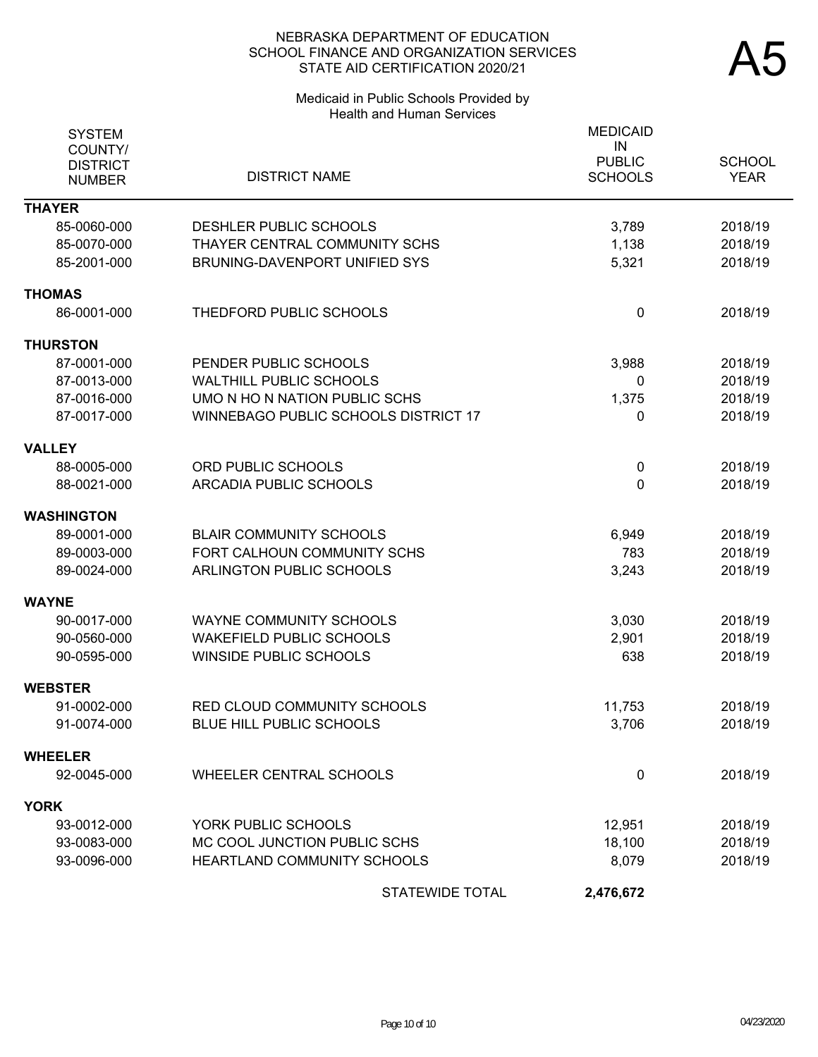NEBRASKA DEPARTMENT OF EDUCATION
SCHOOL FINANCE AND ORGANIZATION SERVICES
STATE AID CERTIFICATION 2020/21

# A5

Medicaid in Public Schools Provided by Health and Human Services

| SYSTEM COUNTY/ DISTRICT NUMBER | DISTRICT NAME | MEDICAID IN PUBLIC SCHOOLS | SCHOOL YEAR |
|---|---|---|---|
| **THAYER** | | | |
| 85-0060-000 | DESHLER PUBLIC SCHOOLS | 3,789 | 2018/19 |
| 85-0070-000 | THAYER CENTRAL COMMUNITY SCHS | 1,138 | 2018/19 |
| 85-2001-000 | BRUNING-DAVENPORT UNIFIED SYS | 5,321 | 2018/19 |
| **THOMAS** | | | |
| 86-0001-000 | THEDFORD PUBLIC SCHOOLS | 0 | 2018/19 |
| **THURSTON** | | | |
| 87-0001-000 | PENDER PUBLIC SCHOOLS | 3,988 | 2018/19 |
| 87-0013-000 | WALTHILL PUBLIC SCHOOLS | 0 | 2018/19 |
| 87-0016-000 | UMO N HO N NATION PUBLIC SCHS | 1,375 | 2018/19 |
| 87-0017-000 | WINNEBAGO PUBLIC SCHOOLS DISTRICT 17 | 0 | 2018/19 |
| **VALLEY** | | | |
| 88-0005-000 | ORD PUBLIC SCHOOLS | 0 | 2018/19 |
| 88-0021-000 | ARCADIA PUBLIC SCHOOLS | 0 | 2018/19 |
| **WASHINGTON** | | | |
| 89-0001-000 | BLAIR COMMUNITY SCHOOLS | 6,949 | 2018/19 |
| 89-0003-000 | FORT CALHOUN COMMUNITY SCHS | 783 | 2018/19 |
| 89-0024-000 | ARLINGTON PUBLIC SCHOOLS | 3,243 | 2018/19 |
| **WAYNE** | | | |
| 90-0017-000 | WAYNE COMMUNITY SCHOOLS | 3,030 | 2018/19 |
| 90-0560-000 | WAKEFIELD PUBLIC SCHOOLS | 2,901 | 2018/19 |
| 90-0595-000 | WINSIDE PUBLIC SCHOOLS | 638 | 2018/19 |
| **WEBSTER** | | | |
| 91-0002-000 | RED CLOUD COMMUNITY SCHOOLS | 11,753 | 2018/19 |
| 91-0074-000 | BLUE HILL PUBLIC SCHOOLS | 3,706 | 2018/19 |
| **WHEELER** | | | |
| 92-0045-000 | WHEELER CENTRAL SCHOOLS | 0 | 2018/19 |
| **YORK** | | | |
| 93-0012-000 | YORK PUBLIC SCHOOLS | 12,951 | 2018/19 |
| 93-0083-000 | MC COOL JUNCTION PUBLIC SCHS | 18,100 | 2018/19 |
| 93-0096-000 | HEARTLAND COMMUNITY SCHOOLS | 8,079 | 2018/19 |
| | STATEWIDE TOTAL | **2,476,672** | |

04/23/2020